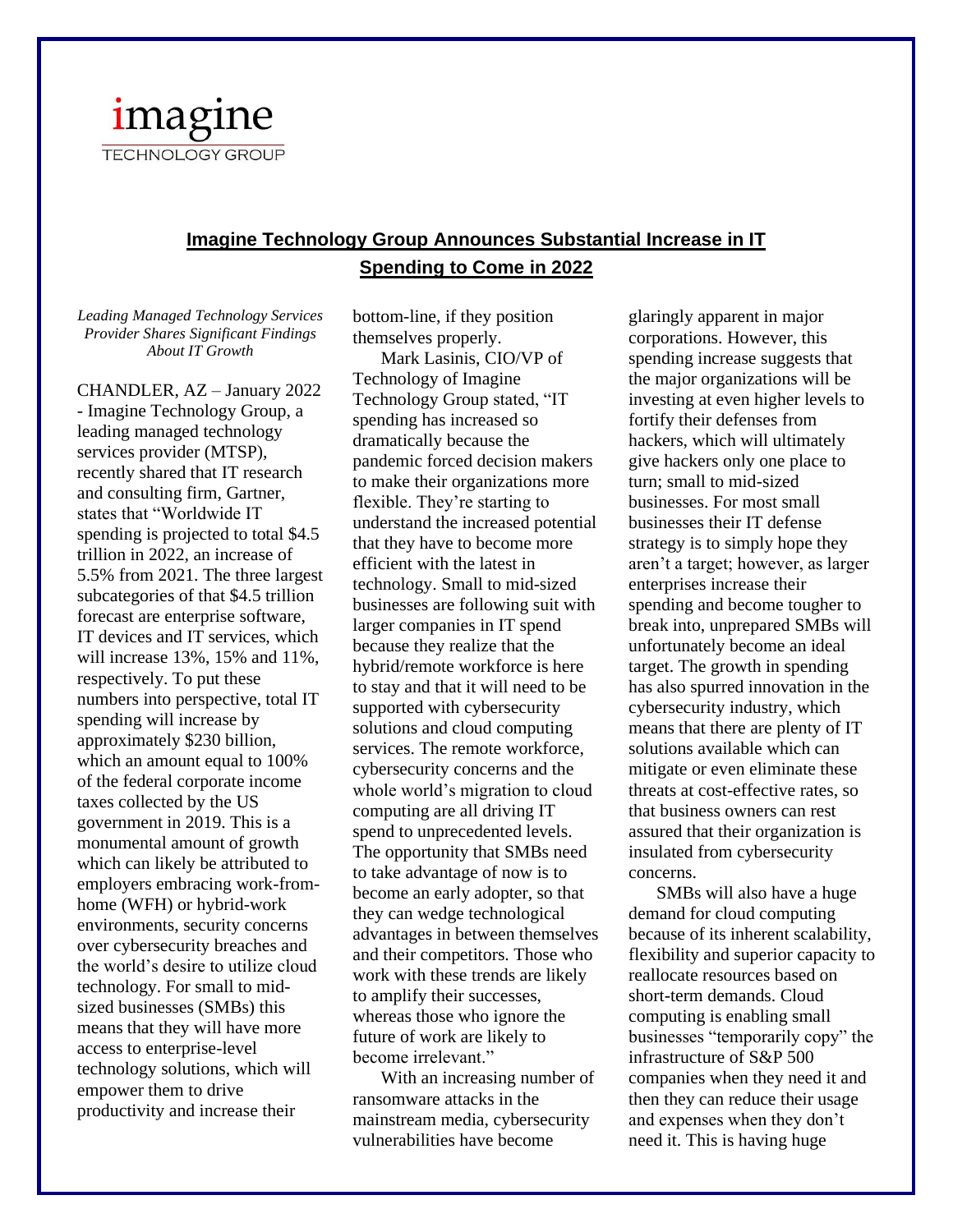imagine
TECHNOLOGY GROUP

# Imagine Technology Group Announces Substantial Increase in IT Spending to Come in 2022

*Leading Managed Technology Services Provider Shares Significant Findings About IT Growth*

CHANDLER, AZ – January 2022 - Imagine Technology Group, a leading managed technology services provider (MTSP), recently shared that IT research and consulting firm, Gartner, states that "Worldwide IT spending is projected to total $4.5 trillion in 2022, an increase of 5.5% from 2021. The three largest subcategories of that $4.5 trillion forecast are enterprise software, IT devices and IT services, which will increase 13%, 15% and 11%, respectively. To put these numbers into perspective, total IT spending will increase by approximately $230 billion, which an amount equal to 100% of the federal corporate income taxes collected by the US government in 2019. This is a monumental amount of growth which can likely be attributed to employers embracing work-from-home (WFH) or hybrid-work environments, security concerns over cybersecurity breaches and the world's desire to utilize cloud technology. For small to mid-sized businesses (SMBs) this means that they will have more access to enterprise-level technology solutions, which will empower them to drive productivity and increase their bottom-line, if they position themselves properly.

Mark Lasinis, CIO/VP of Technology of Imagine Technology Group stated, "IT spending has increased so dramatically because the pandemic forced decision makers to make their organizations more flexible. They're starting to understand the increased potential that they have to become more efficient with the latest in technology. Small to mid-sized businesses are following suit with larger companies in IT spend because they realize that the hybrid/remote workforce is here to stay and that it will need to be supported with cybersecurity solutions and cloud computing services. The remote workforce, cybersecurity concerns and the whole world's migration to cloud computing are all driving IT spend to unprecedented levels. The opportunity that SMBs need to take advantage of now is to become an early adopter, so that they can wedge technological advantages in between themselves and their competitors. Those who work with these trends are likely to amplify their successes, whereas those who ignore the future of work are likely to become irrelevant."

With an increasing number of ransomware attacks in the mainstream media, cybersecurity vulnerabilities have become glaringly apparent in major corporations. However, this spending increase suggests that the major organizations will be investing at even higher levels to fortify their defenses from hackers, which will ultimately give hackers only one place to turn; small to mid-sized businesses. For most small businesses their IT defense strategy is to simply hope they aren't a target; however, as larger enterprises increase their spending and become tougher to break into, unprepared SMBs will unfortunately become an ideal target. The growth in spending has also spurred innovation in the cybersecurity industry, which means that there are plenty of IT solutions available which can mitigate or even eliminate these threats at cost-effective rates, so that business owners can rest assured that their organization is insulated from cybersecurity concerns.

SMBs will also have a huge demand for cloud computing because of its inherent scalability, flexibility and superior capacity to reallocate resources based on short-term demands. Cloud computing is enabling small businesses "temporarily copy" the infrastructure of S&P 500 companies when they need it and then they can reduce their usage and expenses when they don't need it. This is having huge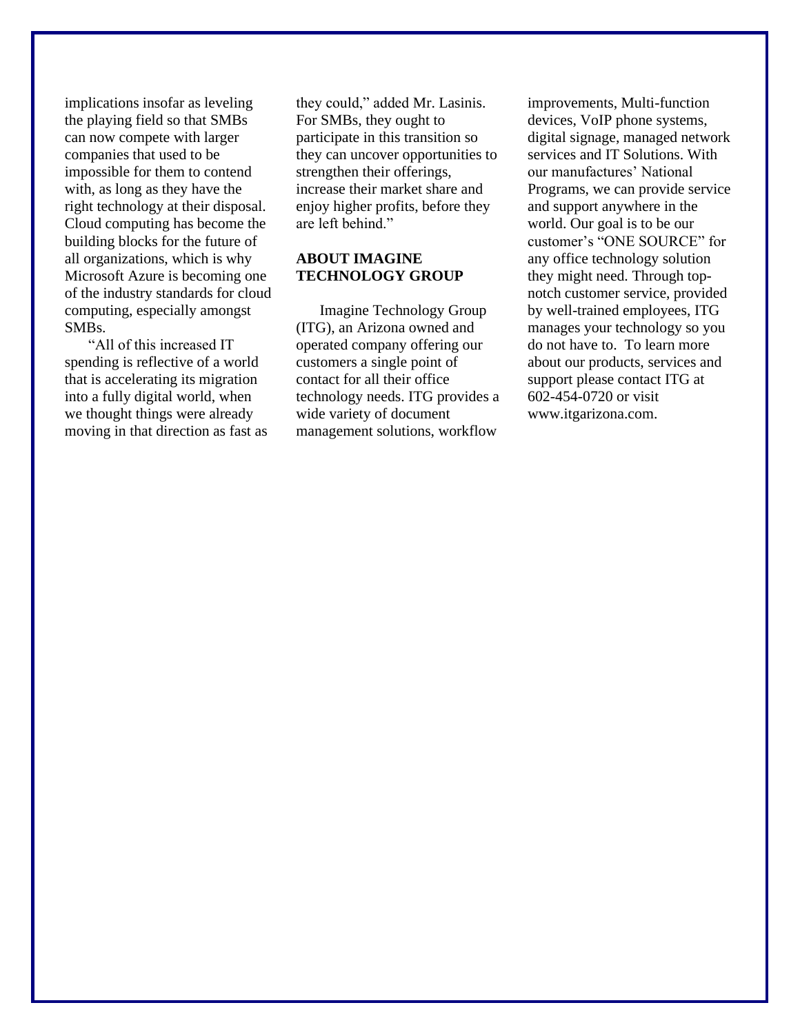implications insofar as leveling the playing field so that SMBs can now compete with larger companies that used to be impossible for them to contend with, as long as they have the right technology at their disposal. Cloud computing has become the building blocks for the future of all organizations, which is why Microsoft Azure is becoming one of the industry standards for cloud computing, especially amongst SMBs.

"All of this increased IT spending is reflective of a world that is accelerating its migration into a fully digital world, when we thought things were already moving in that direction as fast as they could," added Mr. Lasinis. For SMBs, they ought to participate in this transition so they can uncover opportunities to strengthen their offerings, increase their market share and enjoy higher profits, before they are left behind."

**ABOUT IMAGINE TECHNOLOGY GROUP**

Imagine Technology Group (ITG), an Arizona owned and operated company offering our customers a single point of contact for all their office technology needs. ITG provides a wide variety of document management solutions, workflow improvements, Multi-function devices, VoIP phone systems, digital signage, managed network services and IT Solutions. With our manufactures' National Programs, we can provide service and support anywhere in the world. Our goal is to be our customer's "ONE SOURCE" for any office technology solution they might need. Through top-notch customer service, provided by well-trained employees, ITG manages your technology so you do not have to. To learn more about our products, services and support please contact ITG at 602-454-0720 or visit www.itgarizona.com.